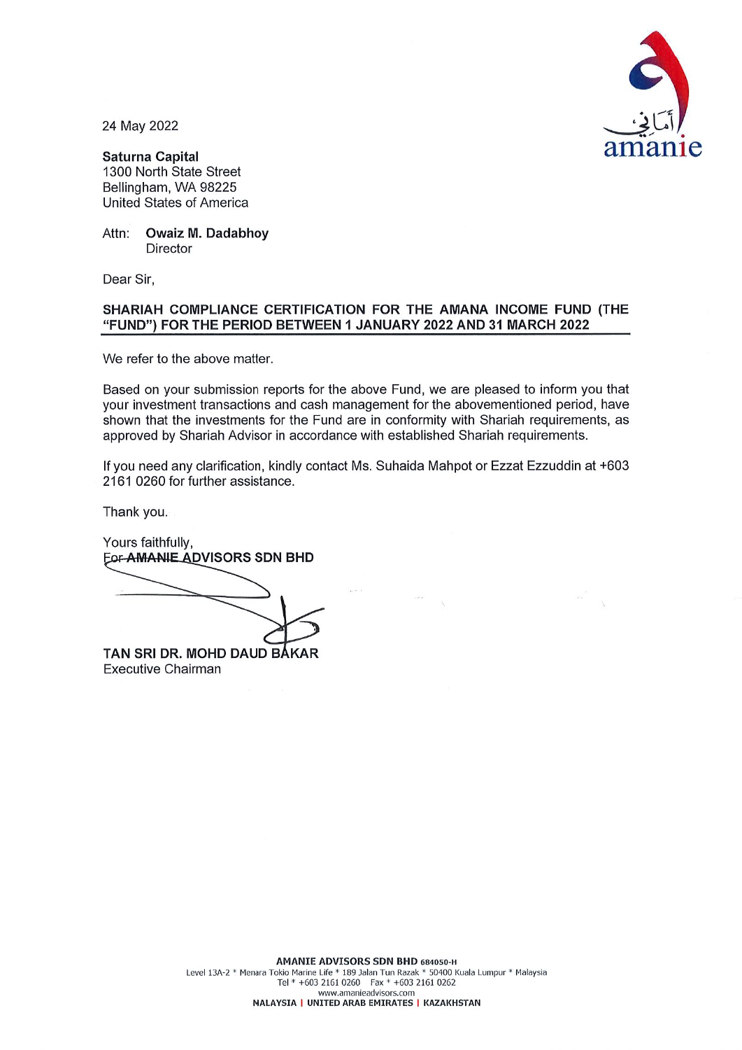أماني
amanie

24 May 2022

**Saturna Capital**
1300 North State Street
Bellingham, WA 98225
United States of America

Attn: **Owaiz M. Dadabhoy**
Director

Dear Sir,

**SHARIAH COMPLIANCE CERTIFICATION FOR THE AMANA INCOME FUND (THE "FUND") FOR THE PERIOD BETWEEN 1 JANUARY 2022 AND 31 MARCH 2022**

We refer to the above matter.

Based on your submission reports for the above Fund, we are pleased to inform you that your investment transactions and cash management for the abovementioned period, have shown that the investments for the Fund are in conformity with Shariah requirements, as approved by Shariah Advisor in accordance with established Shariah requirements.

If you need any clarification, kindly contact Ms. Suhaida Mahpot or Ezzat Ezzuddin at +603 2161 0260 for further assistance.

Thank you.

Yours faithfully,
For **AMANIE ADVISORS SDN BHD**

**TAN SRI DR. MOHD DAUD BAKAR**
Executive Chairman

**AMANIE ADVISORS SDN BHD 684050-H**
Level 13A-2 * Menara Tokio Marine Life * 189 Jalan Tun Razak * 50400 Kuala Lumpur * Malaysia
Tel * +603 2161 0260 Fax * +603 2161 0262
www.amanieadvisors.com
**MALAYSIA | UNITED ARAB EMIRATES | KAZAKHSTAN**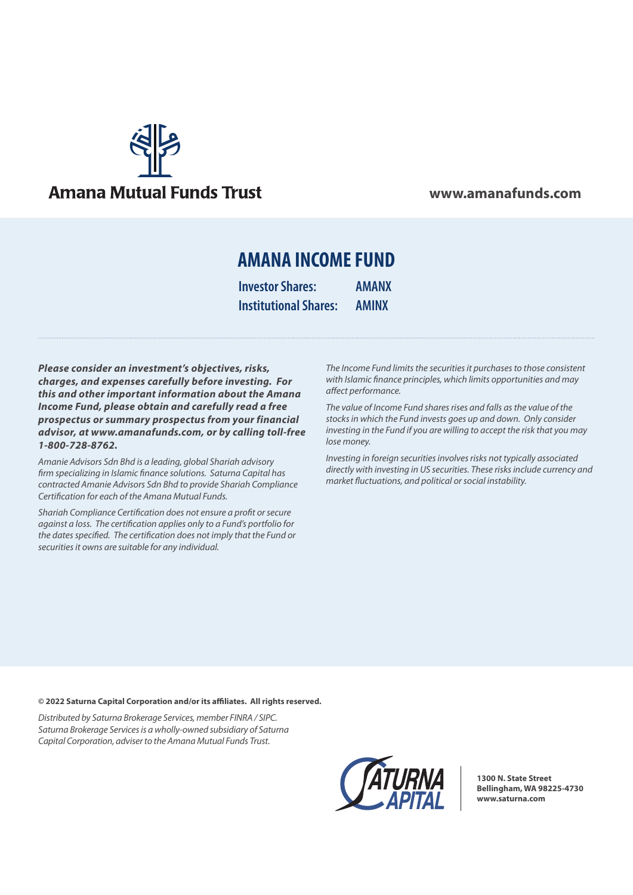Amana Mutual Funds Trust

www.amanafunds.com

# AMANA INCOME FUND

**Investor Shares: AMANX**
**Institutional Shares: AMINX**

***Please consider an investment's objectives, risks, charges, and expenses carefully before investing. For this and other important information about the Amana Income Fund, please obtain and carefully read a free prospectus or summary prospectus from your financial advisor, at www.amanafunds.com, or by calling toll-free 1-800-728-8762.***

*Amanie Advisors Sdn Bhd is a leading, global Shariah advisory firm specializing in Islamic finance solutions. Saturna Capital has contracted Amanie Advisors Sdn Bhd to provide Shariah Compliance Certification for each of the Amana Mutual Funds.*

*Shariah Compliance Certification does not ensure a profit or secure against a loss. The certification applies only to a Fund's portfolio for the dates specified. The certification does not imply that the Fund or securities it owns are suitable for any individual.*

*The Income Fund limits the securities it purchases to those consistent with Islamic finance principles, which limits opportunities and may affect performance.*

*The value of Income Fund shares rises and falls as the value of the stocks in which the Fund invests goes up and down. Only consider investing in the Fund if you are willing to accept the risk that you may lose money.*

*Investing in foreign securities involves risks not typically associated directly with investing in US securities. These risks include currency and market fluctuations, and political or social instability.*

**© 2022 Saturna Capital Corporation and/or its affiliates. All rights reserved.**

*Distributed by Saturna Brokerage Services, member FINRA / SIPC. Saturna Brokerage Services is a wholly-owned subsidiary of Saturna Capital Corporation, adviser to the Amana Mutual Funds Trust.*

SATURNA CAPITAL

**1300 N. State Street**
**Bellingham, WA 98225-4730**
**www.saturna.com**